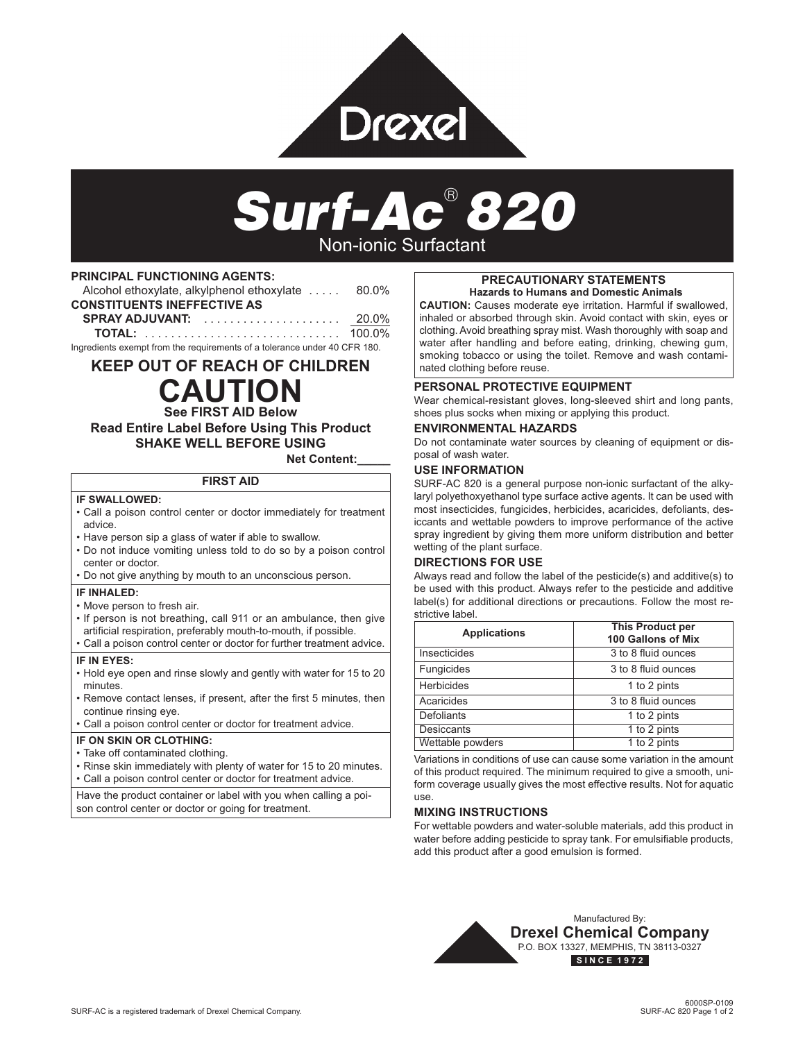Drexel

# Surf-Ac® 820

Non-ionic Surfactant

**PRINCIPAL FUNCTIONING AGENTS:**

| | |
|---|---|
| Alcohol ethoxylate, alkylphenol ethoxylate ..... | 80.0% |
| **CONSTITUENTS INEFFECTIVE AS SPRAY ADJUVANT:** ..................... | 20.0% |
| **TOTAL:** .............................. | 100.0% |

Ingredients exempt from the requirements of a tolerance under 40 CFR 180.

## KEEP OUT OF REACH OF CHILDREN

# CAUTION

**See FIRST AID Below**

**Read Entire Label Before Using This Product**

**SHAKE WELL BEFORE USING**

**Net Content:_____**

### FIRST AID

**IF SWALLOWED:**
- Call a poison control center or doctor immediately for treatment advice.
- Have person sip a glass of water if able to swallow.
- Do not induce vomiting unless told to do so by a poison control center or doctor.
- Do not give anything by mouth to an unconscious person.

**IF INHALED:**
- Move person to fresh air.
- If person is not breathing, call 911 or an ambulance, then give artificial respiration, preferably mouth-to-mouth, if possible.
- Call a poison control center or doctor for further treatment advice.

**IF IN EYES:**
- Hold eye open and rinse slowly and gently with water for 15 to 20 minutes.
- Remove contact lenses, if present, after the first 5 minutes, then continue rinsing eye.
- Call a poison control center or doctor for treatment advice.

**IF ON SKIN OR CLOTHING:**
- Take off contaminated clothing.
- Rinse skin immediately with plenty of water for 15 to 20 minutes.
- Call a poison control center or doctor for treatment advice.

Have the product container or label with you when calling a poison control center or doctor or going for treatment.

### PRECAUTIONARY STATEMENTS

**Hazards to Humans and Domestic Animals**

**CAUTION:** Causes moderate eye irritation. Harmful if swallowed, inhaled or absorbed through skin. Avoid contact with skin, eyes or clothing. Avoid breathing spray mist. Wash thoroughly with soap and water after handling and before eating, drinking, chewing gum, smoking tobacco or using the toilet. Remove and wash contaminated clothing before reuse.

### PERSONAL PROTECTIVE EQUIPMENT

Wear chemical-resistant gloves, long-sleeved shirt and long pants, shoes plus socks when mixing or applying this product.

### ENVIRONMENTAL HAZARDS

Do not contaminate water sources by cleaning of equipment or disposal of wash water.

### USE INFORMATION

SURF-AC 820 is a general purpose non-ionic surfactant of the alkylaryl polyethoxyethanol type surface active agents. It can be used with most insecticides, fungicides, herbicides, acaricides, defoliants, desiccants and wettable powders to improve performance of the active spray ingredient by giving them more uniform distribution and better wetting of the plant surface.

### DIRECTIONS FOR USE

Always read and follow the label of the pesticide(s) and additive(s) to be used with this product. Always refer to the pesticide and additive label(s) for additional directions or precautions. Follow the most restrictive label.

| Applications | This Product per 100 Gallons of Mix |
|---|---|
| Insecticides | 3 to 8 fluid ounces |
| Fungicides | 3 to 8 fluid ounces |
| Herbicides | 1 to 2 pints |
| Acaricides | 3 to 8 fluid ounces |
| Defoliants | 1 to 2 pints |
| Desiccants | 1 to 2 pints |
| Wettable powders | 1 to 2 pints |

Variations in conditions of use can cause some variation in the amount of this product required. The minimum required to give a smooth, uniform coverage usually gives the most effective results. Not for aquatic use.

### MIXING INSTRUCTIONS

For wettable powders and water-soluble materials, add this product in water before adding pesticide to spray tank. For emulsifiable products, add this product after a good emulsion is formed.

Manufactured By:

**Drexel Chemical Company**

P.O. BOX 13327, MEMPHIS, TN 38113-0327

SINCE 1972

SURF-AC is a registered trademark of Drexel Chemical Company.

6000SP-0109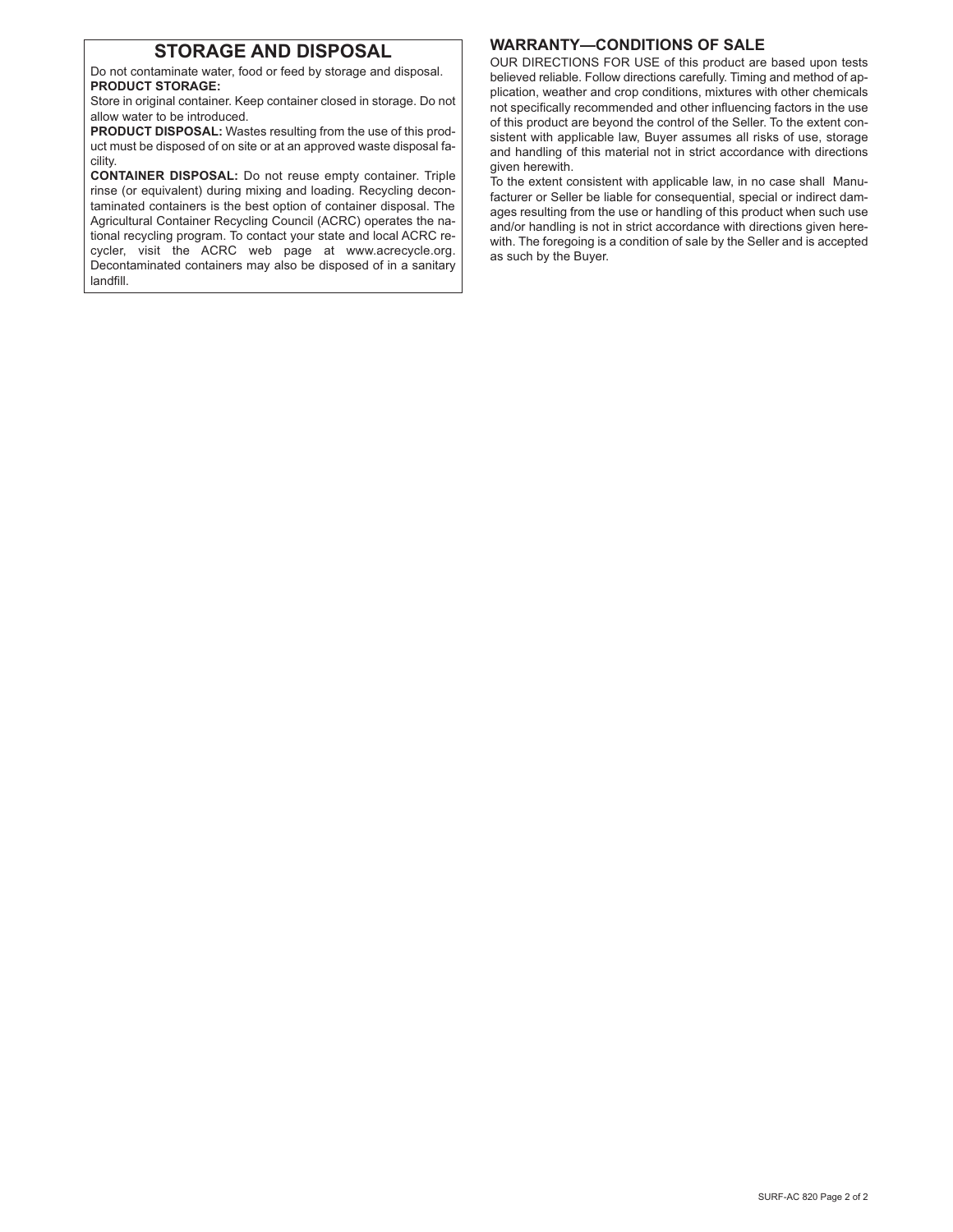## STORAGE AND DISPOSAL

Do not contaminate water, food or feed by storage and disposal.

**PRODUCT STORAGE:**

Store in original container. Keep container closed in storage. Do not allow water to be introduced.

**PRODUCT DISPOSAL:** Wastes resulting from the use of this product must be disposed of on site or at an approved waste disposal facility.

**CONTAINER DISPOSAL:** Do not reuse empty container. Triple rinse (or equivalent) during mixing and loading. Recycling decontaminated containers is the best option of container disposal. The Agricultural Container Recycling Council (ACRC) operates the national recycling program. To contact your state and local ACRC recycler, visit the ACRC web page at www.acrecycle.org. Decontaminated containers may also be disposed of in a sanitary landfill.

## WARRANTY—CONDITIONS OF SALE

OUR DIRECTIONS FOR USE of this product are based upon tests believed reliable. Follow directions carefully. Timing and method of application, weather and crop conditions, mixtures with other chemicals not specifically recommended and other influencing factors in the use of this product are beyond the control of the Seller. To the extent consistent with applicable law, Buyer assumes all risks of use, storage and handling of this material not in strict accordance with directions given herewith.

To the extent consistent with applicable law, in no case shall Manufacturer or Seller be liable for consequential, special or indirect damages resulting from the use or handling of this product when such use and/or handling is not in strict accordance with directions given herewith. The foregoing is a condition of sale by the Seller and is accepted as such by the Buyer.